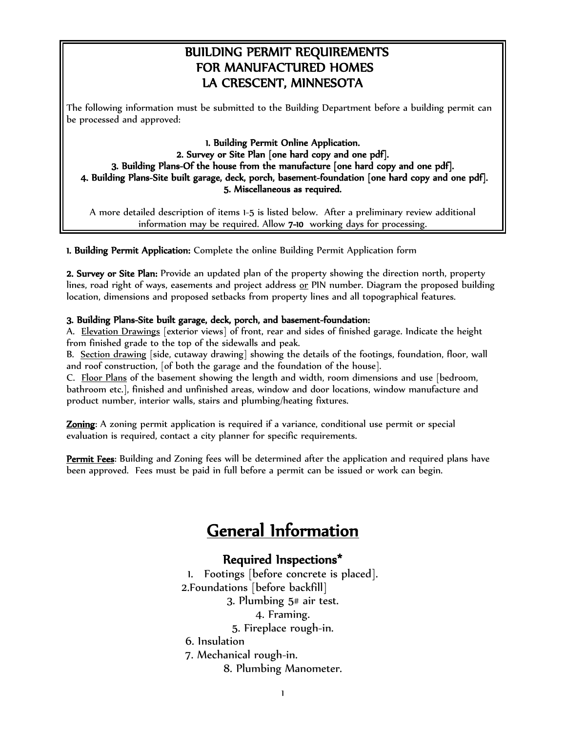# BUILDING PERMIT REQUIREMENTS
# FOR MANUFACTURED HOMES
# LA CRESCENT, MINNESOTA

The following information must be submitted to the Building Department before a building permit can be processed and approved:

**1. Building Permit Online Application.**
**2. Survey or Site Plan [one hard copy and one pdf].**
**3. Building Plans-Of the house from the manufacture [one hard copy and one pdf].**
**4. Building Plans-Site built garage, deck, porch, basement-foundation [one hard copy and one pdf].**
**5. Miscellaneous as required.**

A more detailed description of items 1-5 is listed below. After a preliminary review additional information may be required. Allow **7-10** working days for processing.

**1. Building Permit Application:** Complete the online Building Permit Application form

**2. Survey or Site Plan:** Provide an updated plan of the property showing the direction north, property lines, road right of ways, easements and project address <u>or</u> PIN number. Diagram the proposed building location, dimensions and proposed setbacks from property lines and all topographical features.

**3. Building Plans-Site built garage, deck, porch, and basement-foundation:**
A. <u>Elevation Drawings</u> [exterior views] of front, rear and sides of finished garage. Indicate the height from finished grade to the top of the sidewalls and peak.
B. <u>Section drawing</u> [side, cutaway drawing] showing the details of the footings, foundation, floor, wall and roof construction, [of both the garage and the foundation of the house].
C. <u>Floor Plans</u> of the basement showing the length and width, room dimensions and use [bedroom, bathroom etc.], finished and unfinished areas, window and door locations, window manufacture and product number, interior walls, stairs and plumbing/heating fixtures.

**<u>Zoning</u>**: A zoning permit application is required if a variance, conditional use permit or special evaluation is required, contact a city planner for specific requirements.

**<u>Permit Fees</u>**: Building and Zoning fees will be determined after the application and required plans have been approved. Fees must be paid in full before a permit can be issued or work can begin.

## <u>General Information</u>

### Required Inspections*

1. Footings [before concrete is placed].
2. Foundations [before backfill]
3. Plumbing 5# air test.
4. Framing.
5. Fireplace rough-in.
6. Insulation
7. Mechanical rough-in.
8. Plumbing Manometer.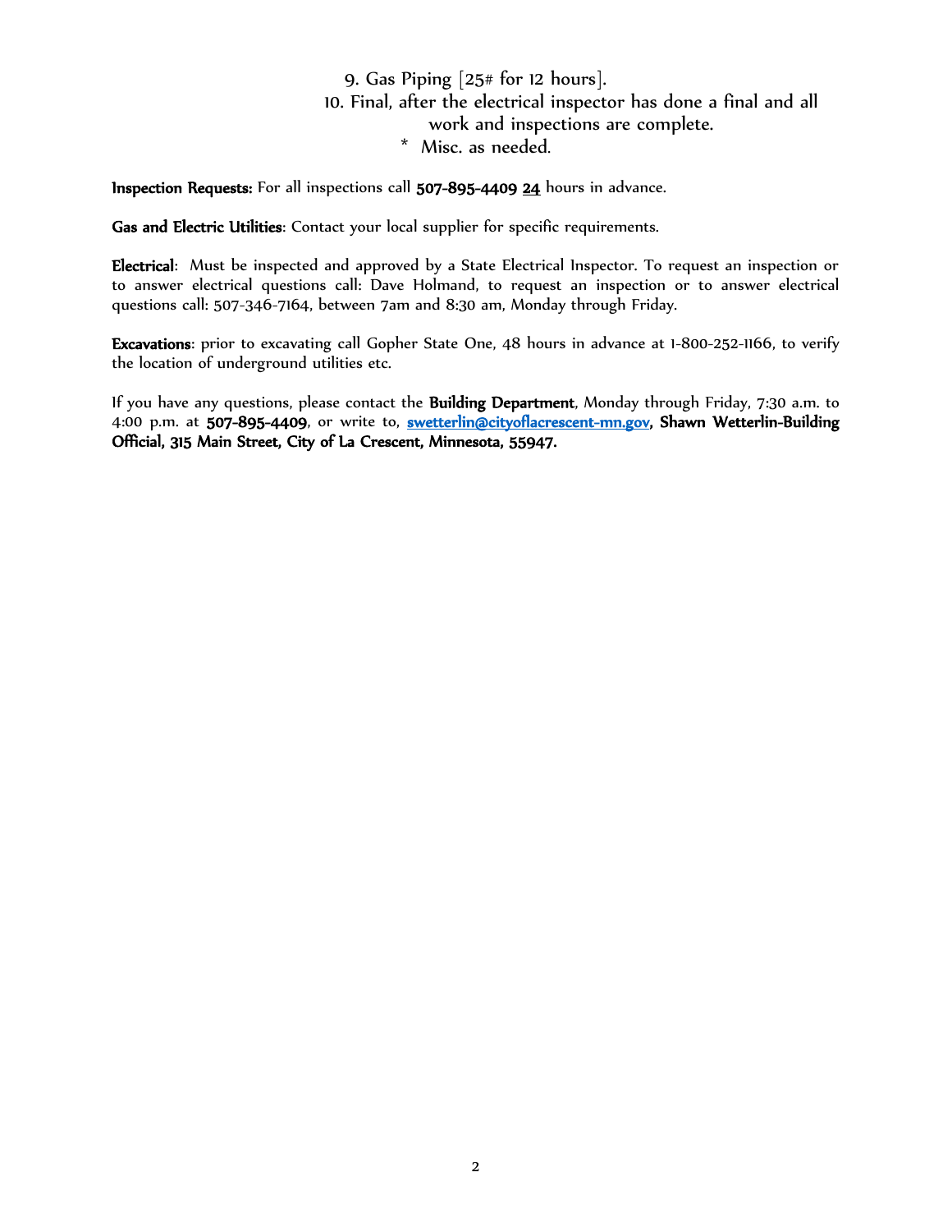9. Gas Piping [25# for 12 hours].
10. Final, after the electrical inspector has done a final and all work and inspections are complete.

\* Misc. as needed.

**Inspection Requests:** For all inspections call **507-895-4409** **24** hours in advance.

**Gas and Electric Utilities**: Contact your local supplier for specific requirements.

**Electrical**: Must be inspected and approved by a State Electrical Inspector. To request an inspection or to answer electrical questions call: Dave Holmand, to request an inspection or to answer electrical questions call: 507-346-7164, between 7am and 8:30 am, Monday through Friday.

**Excavations**: prior to excavating call Gopher State One, 48 hours in advance at 1-800-252-1166, to verify the location of underground utilities etc.

If you have any questions, please contact the **Building Department**, Monday through Friday, 7:30 a.m. to 4:00 p.m. at **507-895-4409**, or write to, **swetterlin@cityoflacrescent-mn.gov, Shawn Wetterlin-Building Official, 315 Main Street, City of La Crescent, Minnesota, 55947.**